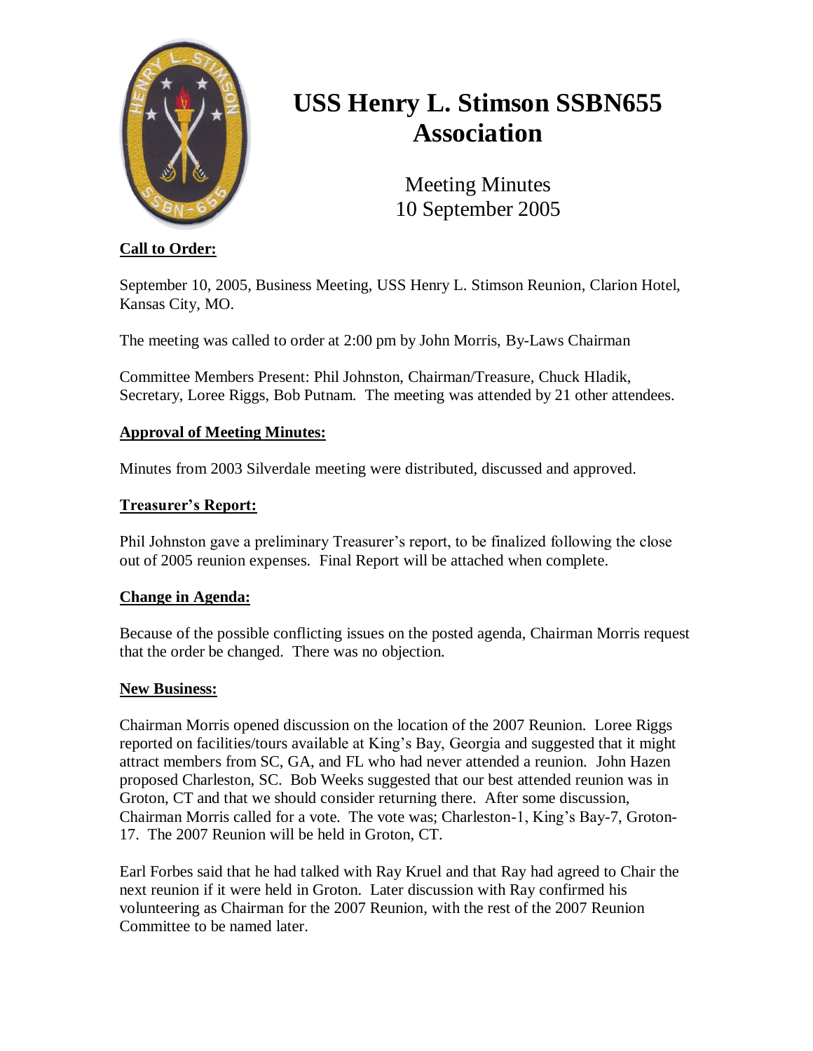# USS Henry L. Stimson SSBN655 Association

Meeting Minutes
10 September 2005

**Call to Order:**

September 10, 2005, Business Meeting, USS Henry L. Stimson Reunion, Clarion Hotel, Kansas City, MO.

The meeting was called to order at 2:00 pm by John Morris, By-Laws Chairman

Committee Members Present: Phil Johnston, Chairman/Treasure, Chuck Hladik, Secretary, Loree Riggs, Bob Putnam. The meeting was attended by 21 other attendees.

**Approval of Meeting Minutes:**

Minutes from 2003 Silverdale meeting were distributed, discussed and approved.

**Treasurer's Report:**

Phil Johnston gave a preliminary Treasurer's report, to be finalized following the close out of 2005 reunion expenses. Final Report will be attached when complete.

**Change in Agenda:**

Because of the possible conflicting issues on the posted agenda, Chairman Morris request that the order be changed. There was no objection.

**New Business:**

Chairman Morris opened discussion on the location of the 2007 Reunion. Loree Riggs reported on facilities/tours available at King's Bay, Georgia and suggested that it might attract members from SC, GA, and FL who had never attended a reunion. John Hazen proposed Charleston, SC. Bob Weeks suggested that our best attended reunion was in Groton, CT and that we should consider returning there. After some discussion, Chairman Morris called for a vote. The vote was; Charleston-1, King's Bay-7, Groton-17. The 2007 Reunion will be held in Groton, CT.

Earl Forbes said that he had talked with Ray Kruel and that Ray had agreed to Chair the next reunion if it were held in Groton. Later discussion with Ray confirmed his volunteering as Chairman for the 2007 Reunion, with the rest of the 2007 Reunion Committee to be named later.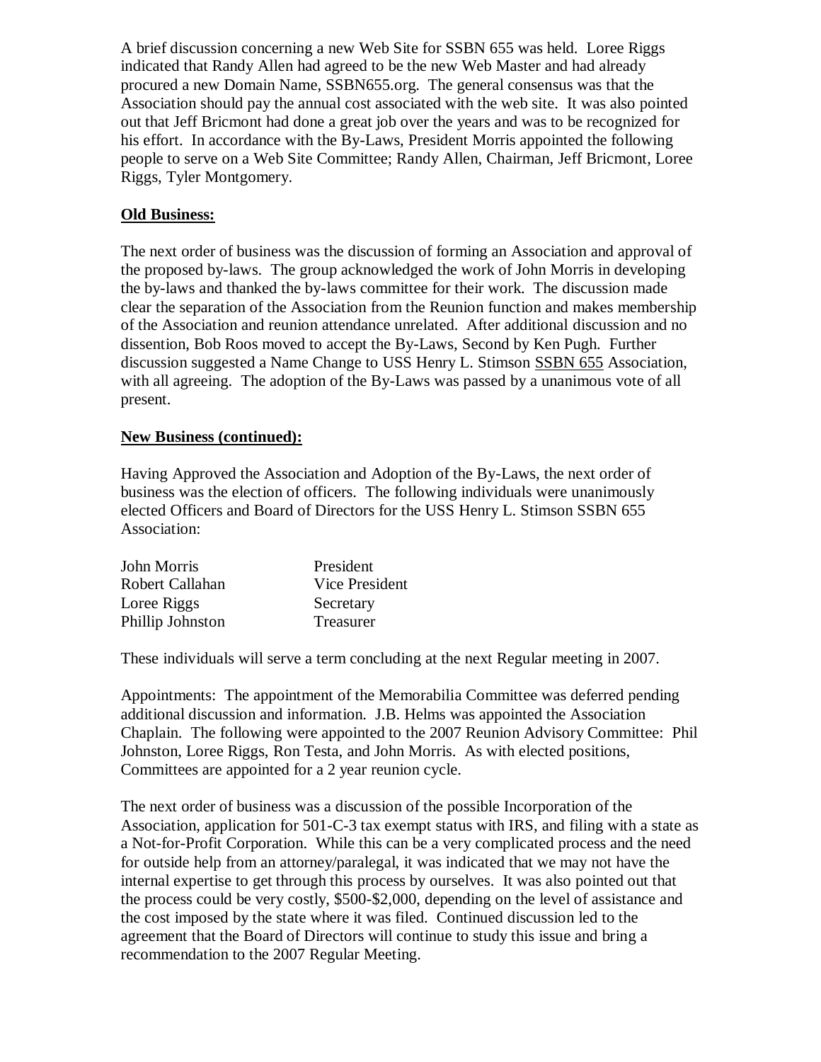A brief discussion concerning a new Web Site for SSBN 655 was held. Loree Riggs indicated that Randy Allen had agreed to be the new Web Master and had already procured a new Domain Name, SSBN655.org. The general consensus was that the Association should pay the annual cost associated with the web site. It was also pointed out that Jeff Bricmont had done a great job over the years and was to be recognized for his effort. In accordance with the By-Laws, President Morris appointed the following people to serve on a Web Site Committee; Randy Allen, Chairman, Jeff Bricmont, Loree Riggs, Tyler Montgomery.

**Old Business:**

The next order of business was the discussion of forming an Association and approval of the proposed by-laws. The group acknowledged the work of John Morris in developing the by-laws and thanked the by-laws committee for their work. The discussion made clear the separation of the Association from the Reunion function and makes membership of the Association and reunion attendance unrelated. After additional discussion and no dissention, Bob Roos moved to accept the By-Laws, Second by Ken Pugh. Further discussion suggested a Name Change to USS Henry L. Stimson SSBN 655 Association, with all agreeing. The adoption of the By-Laws was passed by a unanimous vote of all present.

**New Business (continued):**

Having Approved the Association and Adoption of the By-Laws, the next order of business was the election of officers. The following individuals were unanimously elected Officers and Board of Directors for the USS Henry L. Stimson SSBN 655 Association:

| | |
|---|---|
| John Morris | President |
| Robert Callahan | Vice President |
| Loree Riggs | Secretary |
| Phillip Johnston | Treasurer |

These individuals will serve a term concluding at the next Regular meeting in 2007.

Appointments: The appointment of the Memorabilia Committee was deferred pending additional discussion and information. J.B. Helms was appointed the Association Chaplain. The following were appointed to the 2007 Reunion Advisory Committee: Phil Johnston, Loree Riggs, Ron Testa, and John Morris. As with elected positions, Committees are appointed for a 2 year reunion cycle.

The next order of business was a discussion of the possible Incorporation of the Association, application for 501-C-3 tax exempt status with IRS, and filing with a state as a Not-for-Profit Corporation. While this can be a very complicated process and the need for outside help from an attorney/paralegal, it was indicated that we may not have the internal expertise to get through this process by ourselves. It was also pointed out that the process could be very costly, $500-$2,000, depending on the level of assistance and the cost imposed by the state where it was filed. Continued discussion led to the agreement that the Board of Directors will continue to study this issue and bring a recommendation to the 2007 Regular Meeting.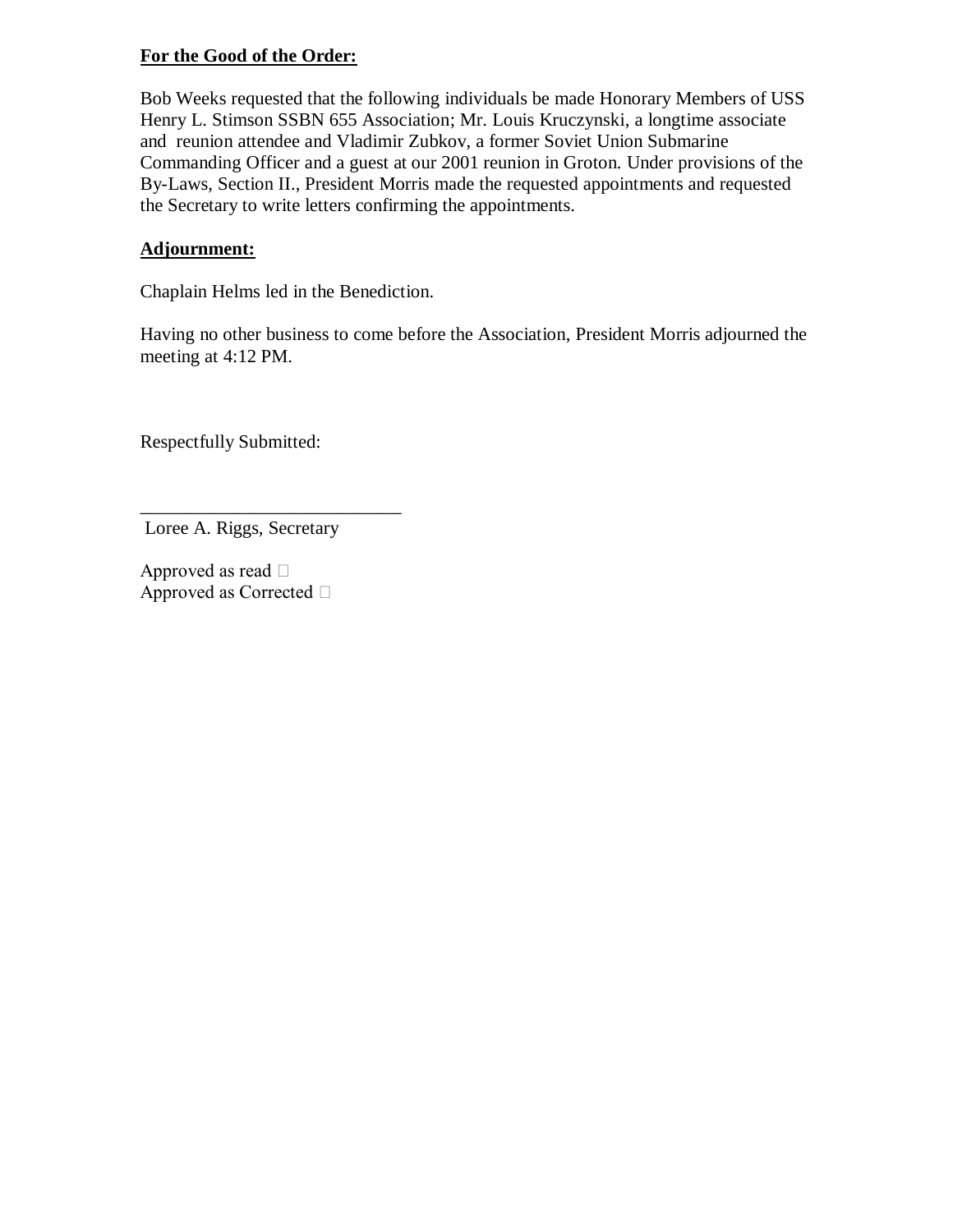**For the Good of the Order:**

Bob Weeks requested that the following individuals be made Honorary Members of USS Henry L. Stimson SSBN 655 Association; Mr. Louis Kruczynski, a longtime associate and reunion attendee and Vladimir Zubkov, a former Soviet Union Submarine Commanding Officer and a guest at our 2001 reunion in Groton. Under provisions of the By-Laws, Section II., President Morris made the requested appointments and requested the Secretary to write letters confirming the appointments.

**Adjournment:**

Chaplain Helms led in the Benediction.

Having no other business to come before the Association, President Morris adjourned the meeting at 4:12 PM.

Respectfully Submitted:

____________________________
Loree A. Riggs, Secretary

Approved as read ☐
Approved as Corrected ☐